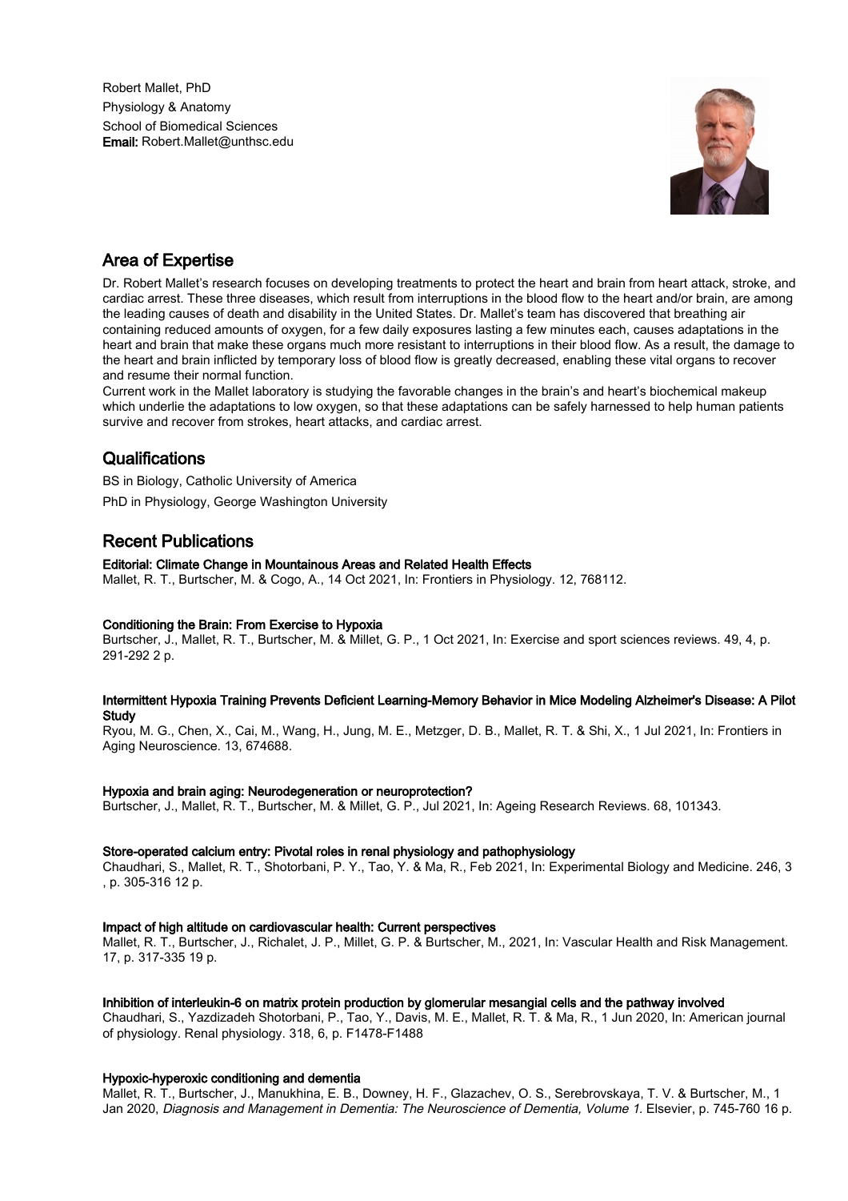Robert Mallet, PhD
Physiology & Anatomy
School of Biomedical Sciences
**Email:** Robert.Mallet@unthsc.edu

## Area of Expertise

Dr. Robert Mallet's research focuses on developing treatments to protect the heart and brain from heart attack, stroke, and cardiac arrest. These three diseases, which result from interruptions in the blood flow to the heart and/or brain, are among the leading causes of death and disability in the United States. Dr. Mallet's team has discovered that breathing air containing reduced amounts of oxygen, for a few daily exposures lasting a few minutes each, causes adaptations in the heart and brain that make these organs much more resistant to interruptions in their blood flow. As a result, the damage to the heart and brain inflicted by temporary loss of blood flow is greatly decreased, enabling these vital organs to recover and resume their normal function.

Current work in the Mallet laboratory is studying the favorable changes in the brain's and heart's biochemical makeup which underlie the adaptations to low oxygen, so that these adaptations can be safely harnessed to help human patients survive and recover from strokes, heart attacks, and cardiac arrest.

## Qualifications

BS in Biology, Catholic University of America

PhD in Physiology, George Washington University

## Recent Publications

**Editorial: Climate Change in Mountainous Areas and Related Health Effects**
Mallet, R. T., Burtscher, M. & Cogo, A., 14 Oct 2021, In: Frontiers in Physiology. 12, 768112.

**Conditioning the Brain: From Exercise to Hypoxia**
Burtscher, J., Mallet, R. T., Burtscher, M. & Millet, G. P., 1 Oct 2021, In: Exercise and sport sciences reviews. 49, 4, p. 291-292 2 p.

**Intermittent Hypoxia Training Prevents Deficient Learning-Memory Behavior in Mice Modeling Alzheimer's Disease: A Pilot Study**
Ryou, M. G., Chen, X., Cai, M., Wang, H., Jung, M. E., Metzger, D. B., Mallet, R. T. & Shi, X., 1 Jul 2021, In: Frontiers in Aging Neuroscience. 13, 674688.

**Hypoxia and brain aging: Neurodegeneration or neuroprotection?**
Burtscher, J., Mallet, R. T., Burtscher, M. & Millet, G. P., Jul 2021, In: Ageing Research Reviews. 68, 101343.

**Store-operated calcium entry: Pivotal roles in renal physiology and pathophysiology**
Chaudhari, S., Mallet, R. T., Shotorbani, P. Y., Tao, Y. & Ma, R., Feb 2021, In: Experimental Biology and Medicine. 246, 3 , p. 305-316 12 p.

**Impact of high altitude on cardiovascular health: Current perspectives**
Mallet, R. T., Burtscher, J., Richalet, J. P., Millet, G. P. & Burtscher, M., 2021, In: Vascular Health and Risk Management. 17, p. 317-335 19 p.

**Inhibition of interleukin-6 on matrix protein production by glomerular mesangial cells and the pathway involved**
Chaudhari, S., Yazdizadeh Shotorbani, P., Tao, Y., Davis, M. E., Mallet, R. T. & Ma, R., 1 Jun 2020, In: American journal of physiology. Renal physiology. 318, 6, p. F1478-F1488

**Hypoxic-hyperoxic conditioning and dementia**
Mallet, R. T., Burtscher, J., Manukhina, E. B., Downey, H. F., Glazachev, O. S., Serebrovskaya, T. V. & Burtscher, M., 1 Jan 2020, *Diagnosis and Management in Dementia: The Neuroscience of Dementia, Volume 1*. Elsevier, p. 745-760 16 p.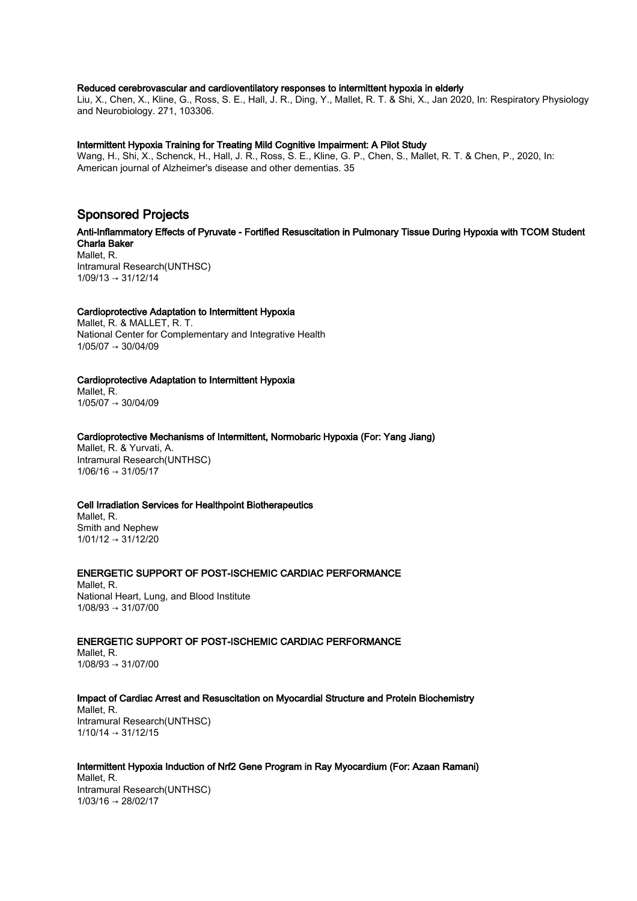**Reduced cerebrovascular and cardioventilatory responses to intermittent hypoxia in elderly**
Liu, X., Chen, X., Kline, G., Ross, S. E., Hall, J. R., Ding, Y., Mallet, R. T. & Shi, X., Jan 2020, In: Respiratory Physiology and Neurobiology. 271, 103306.

**Intermittent Hypoxia Training for Treating Mild Cognitive Impairment: A Pilot Study**
Wang, H., Shi, X., Schenck, H., Hall, J. R., Ross, S. E., Kline, G. P., Chen, S., Mallet, R. T. & Chen, P., 2020, In: American journal of Alzheimer's disease and other dementias. 35

## Sponsored Projects

**Anti-Inflammatory Effects of Pyruvate - Fortified Resuscitation in Pulmonary Tissue During Hypoxia with TCOM Student Charla Baker**
Mallet, R.
Intramural Research(UNTHSC)
1/09/13 → 31/12/14

**Cardioprotective Adaptation to Intermittent Hypoxia**
Mallet, R. & MALLET, R. T.
National Center for Complementary and Integrative Health
1/05/07 → 30/04/09

**Cardioprotective Adaptation to Intermittent Hypoxia**
Mallet, R.
1/05/07 → 30/04/09

**Cardioprotective Mechanisms of Intermittent, Normobaric Hypoxia (For: Yang Jiang)**
Mallet, R. & Yurvati, A.
Intramural Research(UNTHSC)
1/06/16 → 31/05/17

**Cell Irradiation Services for Healthpoint Biotherapeutics**
Mallet, R.
Smith and Nephew
1/01/12 → 31/12/20

**ENERGETIC SUPPORT OF POST-ISCHEMIC CARDIAC PERFORMANCE**
Mallet, R.
National Heart, Lung, and Blood Institute
1/08/93 → 31/07/00

**ENERGETIC SUPPORT OF POST-ISCHEMIC CARDIAC PERFORMANCE**
Mallet, R.
1/08/93 → 31/07/00

**Impact of Cardiac Arrest and Resuscitation on Myocardial Structure and Protein Biochemistry**
Mallet, R.
Intramural Research(UNTHSC)
1/10/14 → 31/12/15

**Intermittent Hypoxia Induction of Nrf2 Gene Program in Ray Myocardium (For: Azaan Ramani)**
Mallet, R.
Intramural Research(UNTHSC)
1/03/16 → 28/02/17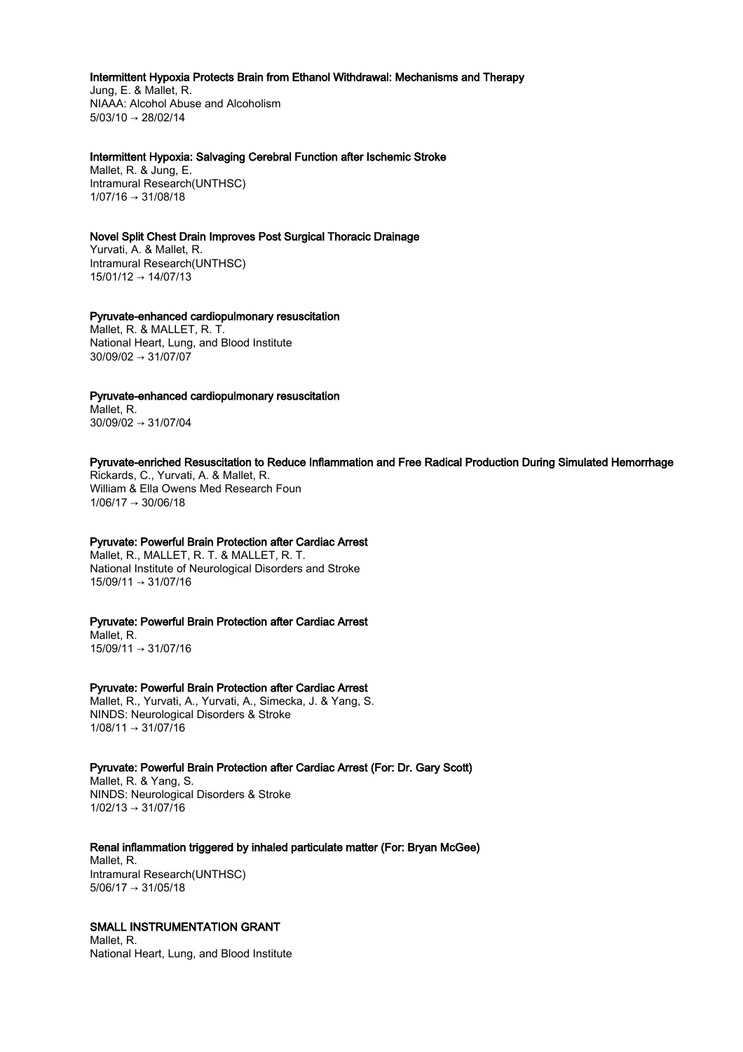**Intermittent Hypoxia Protects Brain from Ethanol Withdrawal: Mechanisms and Therapy**
Jung, E. & Mallet, R.
NIAAA: Alcohol Abuse and Alcoholism
5/03/10 → 28/02/14

**Intermittent Hypoxia: Salvaging Cerebral Function after Ischemic Stroke**
Mallet, R. & Jung, E.
Intramural Research(UNTHSC)
1/07/16 → 31/08/18

**Novel Split Chest Drain Improves Post Surgical Thoracic Drainage**
Yurvati, A. & Mallet, R.
Intramural Research(UNTHSC)
15/01/12 → 14/07/13

**Pyruvate-enhanced cardiopulmonary resuscitation**
Mallet, R. & MALLET, R. T.
National Heart, Lung, and Blood Institute
30/09/02 → 31/07/07

**Pyruvate-enhanced cardiopulmonary resuscitation**
Mallet, R.
30/09/02 → 31/07/04

**Pyruvate-enriched Resuscitation to Reduce Inflammation and Free Radical Production During Simulated Hemorrhage**
Rickards, C., Yurvati, A. & Mallet, R.
William & Ella Owens Med Research Foun
1/06/17 → 30/06/18

**Pyruvate: Powerful Brain Protection after Cardiac Arrest**
Mallet, R., MALLET, R. T. & MALLET, R. T.
National Institute of Neurological Disorders and Stroke
15/09/11 → 31/07/16

**Pyruvate: Powerful Brain Protection after Cardiac Arrest**
Mallet, R.
15/09/11 → 31/07/16

**Pyruvate: Powerful Brain Protection after Cardiac Arrest**
Mallet, R., Yurvati, A., Yurvati, A., Simecka, J. & Yang, S.
NINDS: Neurological Disorders & Stroke
1/08/11 → 31/07/16

**Pyruvate: Powerful Brain Protection after Cardiac Arrest (For: Dr. Gary Scott)**
Mallet, R. & Yang, S.
NINDS: Neurological Disorders & Stroke
1/02/13 → 31/07/16

**Renal inflammation triggered by inhaled particulate matter (For: Bryan McGee)**
Mallet, R.
Intramural Research(UNTHSC)
5/06/17 → 31/05/18

**SMALL INSTRUMENTATION GRANT**
Mallet, R.
National Heart, Lung, and Blood Institute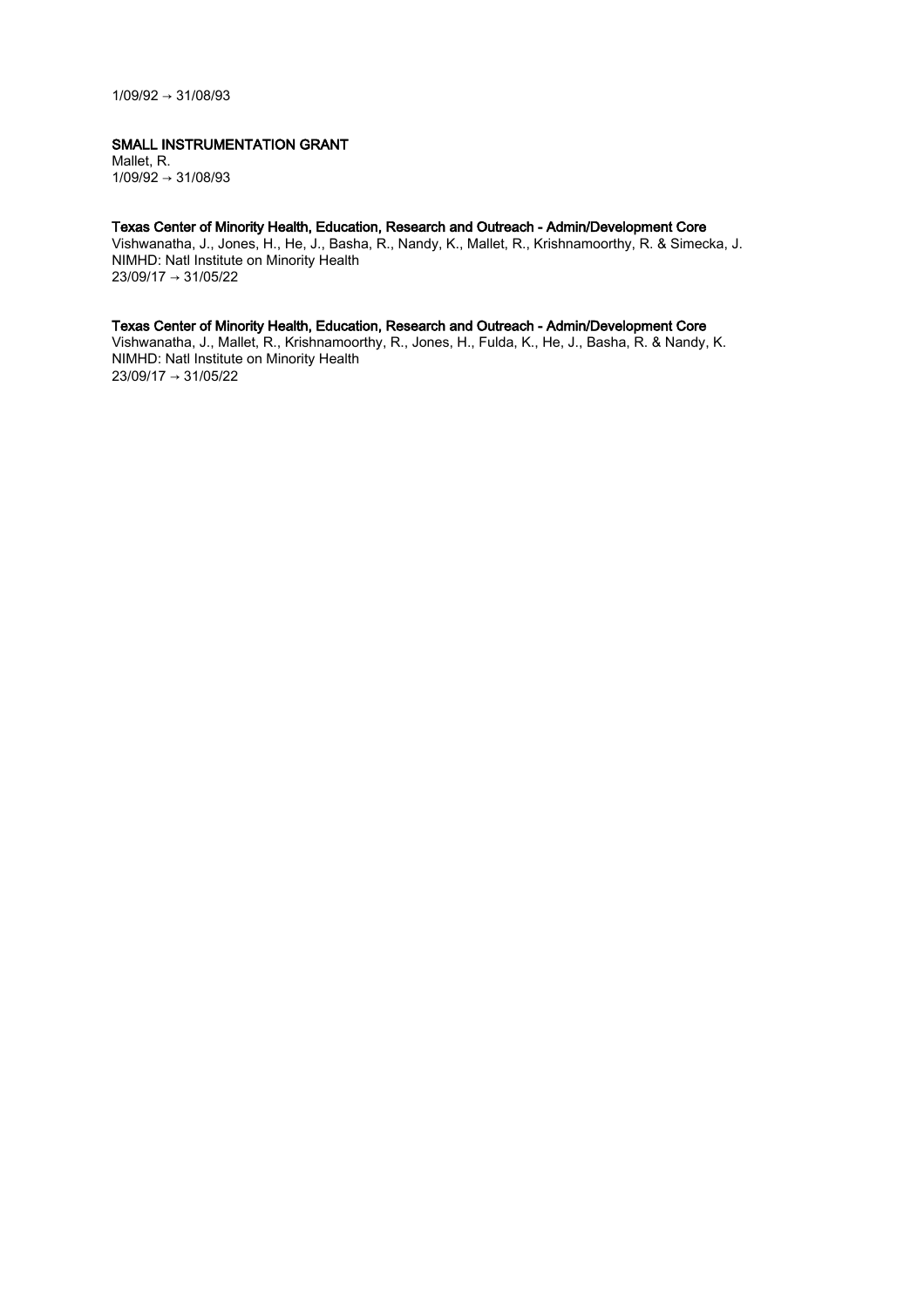1/09/92 → 31/08/93

**SMALL INSTRUMENTATION GRANT**

Mallet, R.
1/09/92 → 31/08/93

**Texas Center of Minority Health, Education, Research and Outreach - Admin/Development Core**

Vishwanatha, J., Jones, H., He, J., Basha, R., Nandy, K., Mallet, R., Krishnamoorthy, R. & Simecka, J.
NIMHD: Natl Institute on Minority Health
23/09/17 → 31/05/22

**Texas Center of Minority Health, Education, Research and Outreach - Admin/Development Core**

Vishwanatha, J., Mallet, R., Krishnamoorthy, R., Jones, H., Fulda, K., He, J., Basha, R. & Nandy, K.
NIMHD: Natl Institute on Minority Health
23/09/17 → 31/05/22